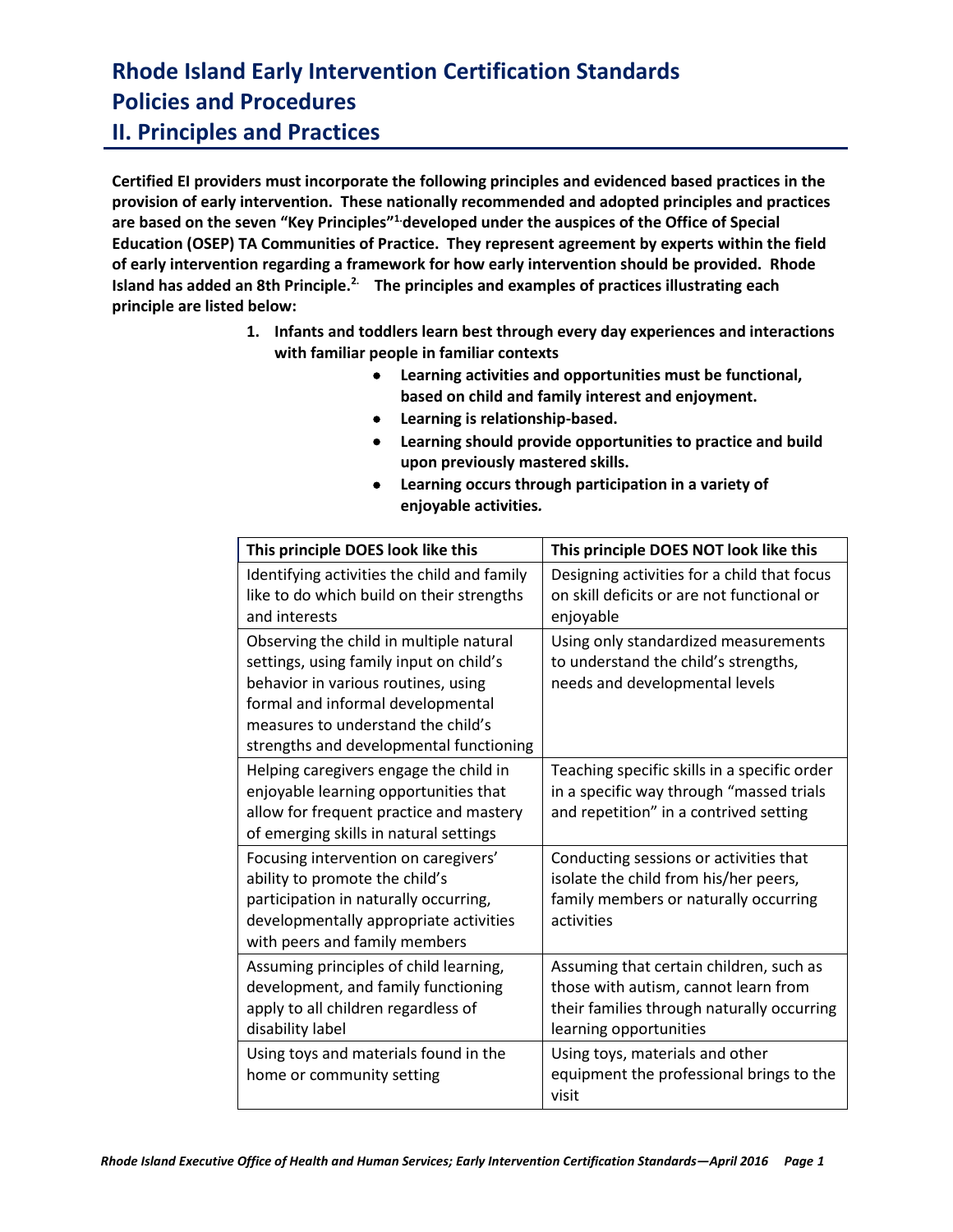# Rhode Island Early Intervention Certification Standards
# Policies and Procedures
# II. Principles and Practices

**Certified EI providers must incorporate the following principles and evidenced based practices in the provision of early intervention. These nationally recommended and adopted principles and practices are based on the seven "Key Principles"[1.] developed under the auspices of the Office of Special Education (OSEP) TA Communities of Practice. They represent agreement by experts within the field of early intervention regarding a framework for how early intervention should be provided. Rhode Island has added an 8th Principle.[2.] The principles and examples of practices illustrating each principle are listed below:**

1. **Infants and toddlers learn best through every day experiences and interactions with familiar people in familiar contexts**
   - **Learning activities and opportunities must be functional, based on child and family interest and enjoyment.**
   - **Learning is relationship-based.**
   - **Learning should provide opportunities to practice and build upon previously mastered skills.**
   - **Learning occurs through participation in a variety of enjoyable activities.**

| This principle DOES look like this | This principle DOES NOT look like this |
| --- | --- |
| Identifying activities the child and family like to do which build on their strengths and interests | Designing activities for a child that focus on skill deficits or are not functional or enjoyable |
| Observing the child in multiple natural settings, using family input on child's behavior in various routines, using formal and informal developmental measures to understand the child's strengths and developmental functioning | Using only standardized measurements to understand the child's strengths, needs and developmental levels |
| Helping caregivers engage the child in enjoyable learning opportunities that allow for frequent practice and mastery of emerging skills in natural settings | Teaching specific skills in a specific order in a specific way through "massed trials and repetition" in a contrived setting |
| Focusing intervention on caregivers' ability to promote the child's participation in naturally occurring, developmentally appropriate activities with peers and family members | Conducting sessions or activities that isolate the child from his/her peers, family members or naturally occurring activities |
| Assuming principles of child learning, development, and family functioning apply to all children regardless of disability label | Assuming that certain children, such as those with autism, cannot learn from their families through naturally occurring learning opportunities |
| Using toys and materials found in the home or community setting | Using toys, materials and other equipment the professional brings to the visit |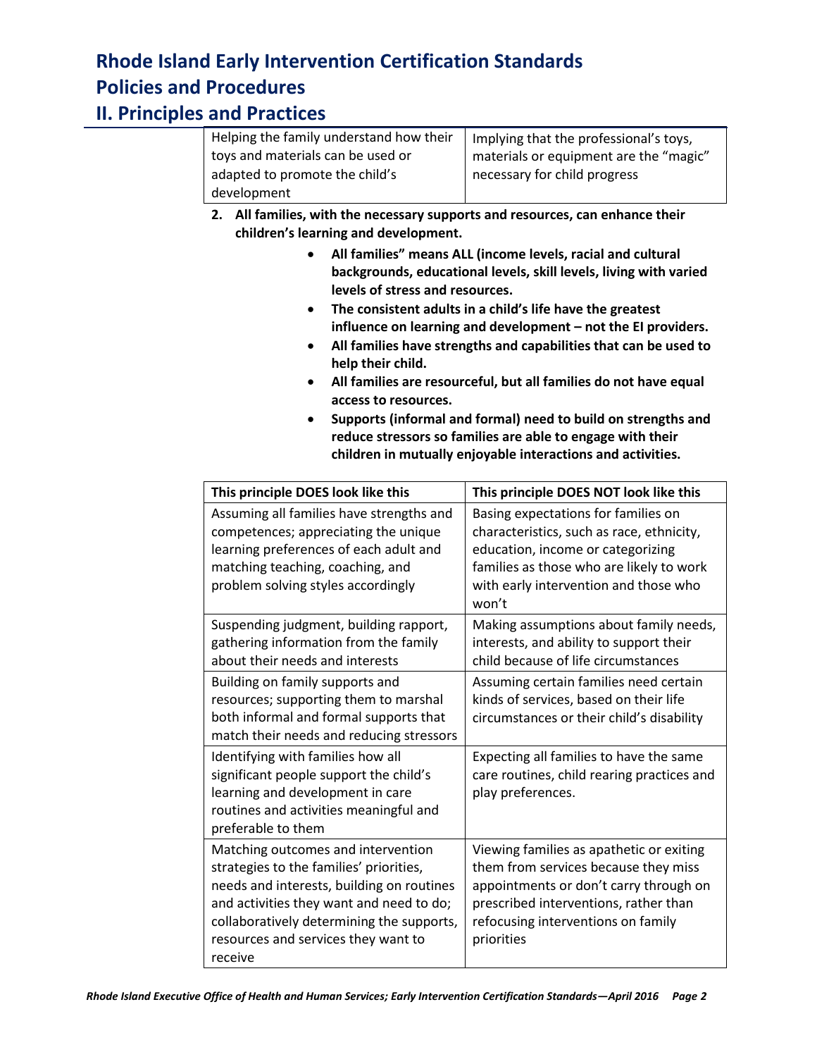# Rhode Island Early Intervention Certification Standards

## Policies and Procedures

## II. Principles and Practices

| | |
|---|---|
| Helping the family understand how their toys and materials can be used or adapted to promote the child's development | Implying that the professional's toys, materials or equipment are the "magic" necessary for child progress |

2. **All families, with the necessary supports and resources, can enhance their children's learning and development.**
   - **All families" means ALL (income levels, racial and cultural backgrounds, educational levels, skill levels, living with varied levels of stress and resources.**
   - **The consistent adults in a child's life have the greatest influence on learning and development – not the EI providers.**
   - **All families have strengths and capabilities that can be used to help their child.**
   - **All families are resourceful, but all families do not have equal access to resources.**
   - **Supports (informal and formal) need to build on strengths and reduce stressors so families are able to engage with their children in mutually enjoyable interactions and activities.**

| This principle DOES look like this | This principle DOES NOT look like this |
|---|---|
| Assuming all families have strengths and competences; appreciating the unique learning preferences of each adult and matching teaching, coaching, and problem solving styles accordingly | Basing expectations for families on characteristics, such as race, ethnicity, education, income or categorizing families as those who are likely to work with early intervention and those who won't |
| Suspending judgment, building rapport, gathering information from the family about their needs and interests | Making assumptions about family needs, interests, and ability to support their child because of life circumstances |
| Building on family supports and resources; supporting them to marshal both informal and formal supports that match their needs and reducing stressors | Assuming certain families need certain kinds of services, based on their life circumstances or their child's disability |
| Identifying with families how all significant people support the child's learning and development in care routines and activities meaningful and preferable to them | Expecting all families to have the same care routines, child rearing practices and play preferences. |
| Matching outcomes and intervention strategies to the families' priorities, needs and interests, building on routines and activities they want and need to do; collaboratively determining the supports, resources and services they want to receive | Viewing families as apathetic or exiting them from services because they miss appointments or don't carry through on prescribed interventions, rather than refocusing interventions on family priorities |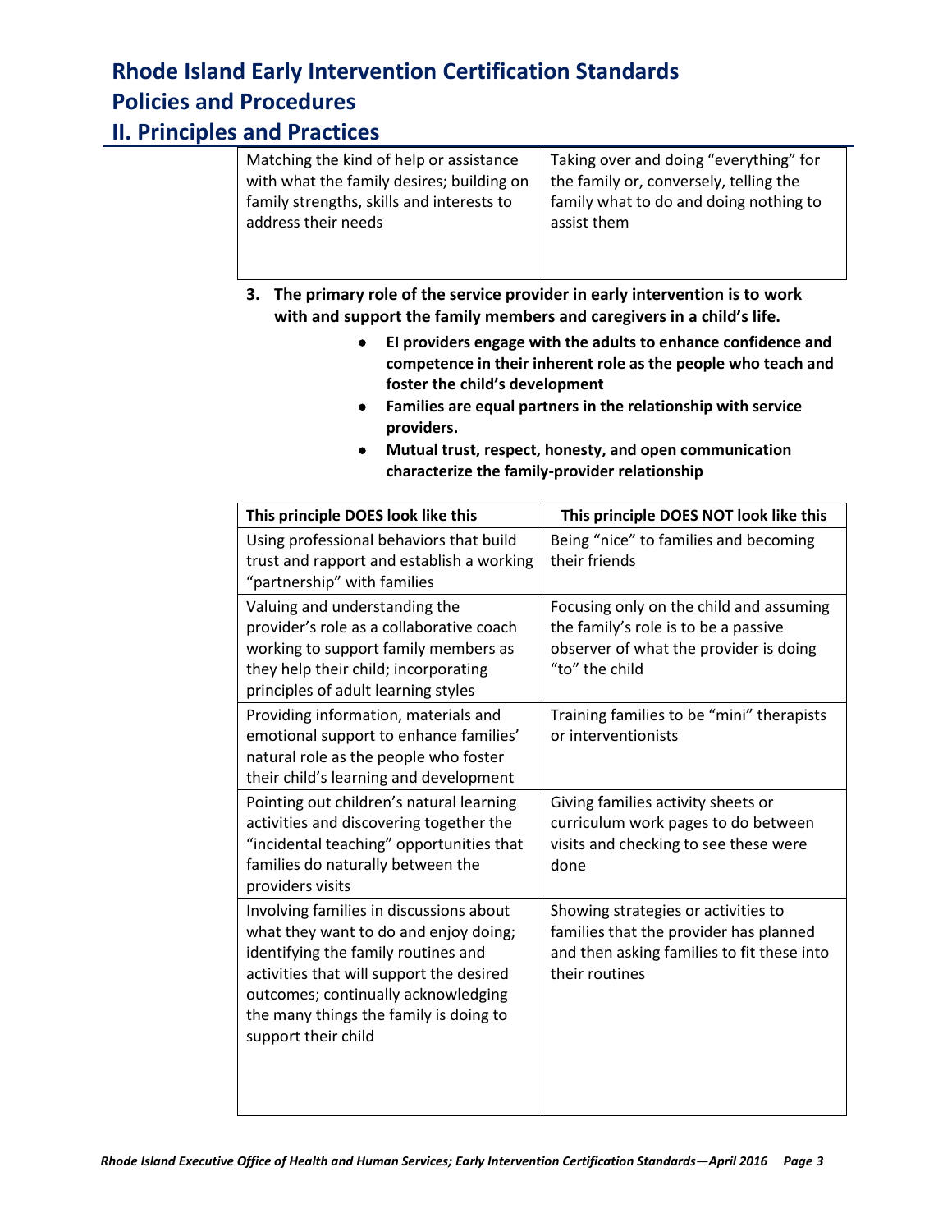| Matching the kind of help or assistance with what the family desires; building on family strengths, skills and interests to address their needs | Taking over and doing "everything" for the family or, conversely, telling the family what to do and doing nothing to assist them |
|---|---|

3. **The primary role of the service provider in early intervention is to work with and support the family members and caregivers in a child's life.**
   - **EI providers engage with the adults to enhance confidence and competence in their inherent role as the people who teach and foster the child's development**
   - **Families are equal partners in the relationship with service providers.**
   - **Mutual trust, respect, honesty, and open communication characterize the family-provider relationship**

| This principle DOES look like this | This principle DOES NOT look like this |
|---|---|
| Using professional behaviors that build trust and rapport and establish a working "partnership" with families | Being "nice" to families and becoming their friends |
| Valuing and understanding the provider's role as a collaborative coach working to support family members as they help their child; incorporating principles of adult learning styles | Focusing only on the child and assuming the family's role is to be a passive observer of what the provider is doing "to" the child |
| Providing information, materials and emotional support to enhance families' natural role as the people who foster their child's learning and development | Training families to be "mini" therapists or interventionists |
| Pointing out children's natural learning activities and discovering together the "incidental teaching" opportunities that families do naturally between the providers visits | Giving families activity sheets or curriculum work pages to do between visits and checking to see these were done |
| Involving families in discussions about what they want to do and enjoy doing; identifying the family routines and activities that will support the desired outcomes; continually acknowledging the many things the family is doing to support their child | Showing strategies or activities to families that the provider has planned and then asking families to fit these into their routines |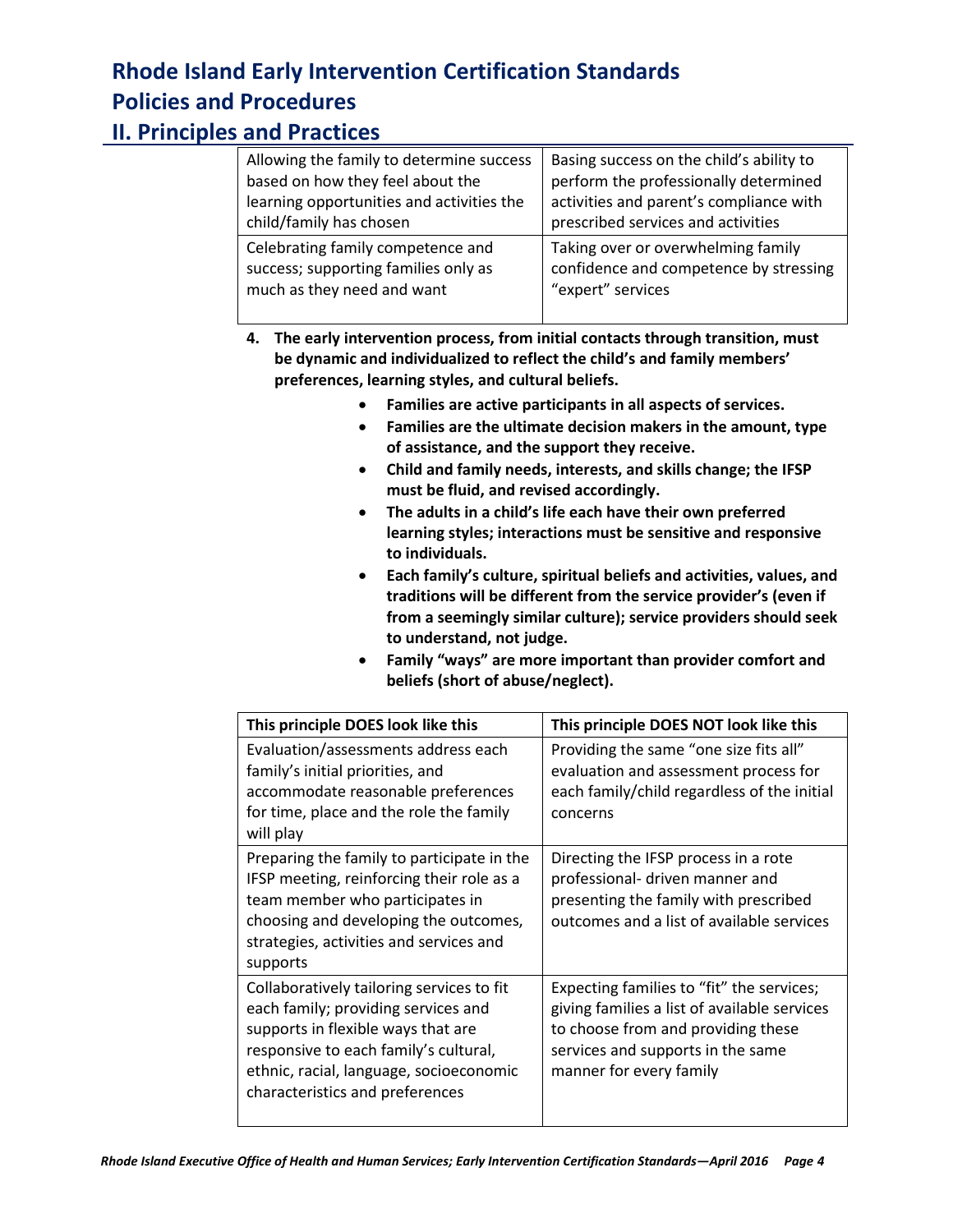| | |
|---|---|
| Allowing the family to determine success based on how they feel about the learning opportunities and activities the child/family has chosen | Basing success on the child's ability to perform the professionally determined activities and parent's compliance with prescribed services and activities |
| Celebrating family competence and success; supporting families only as much as they need and want | Taking over or overwhelming family confidence and competence by stressing "expert" services |

4. **The early intervention process, from initial contacts through transition, must be dynamic and individualized to reflect the child's and family members' preferences, learning styles, and cultural beliefs.**
   - **Families are active participants in all aspects of services.**
   - **Families are the ultimate decision makers in the amount, type of assistance, and the support they receive.**
   - **Child and family needs, interests, and skills change; the IFSP must be fluid, and revised accordingly.**
   - **The adults in a child's life each have their own preferred learning styles; interactions must be sensitive and responsive to individuals.**
   - **Each family's culture, spiritual beliefs and activities, values, and traditions will be different from the service provider's (even if from a seemingly similar culture); service providers should seek to understand, not judge.**
   - **Family "ways" are more important than provider comfort and beliefs (short of abuse/neglect).**

| This principle DOES look like this | This principle DOES NOT look like this |
|---|---|
| Evaluation/assessments address each family's initial priorities, and accommodate reasonable preferences for time, place and the role the family will play | Providing the same "one size fits all" evaluation and assessment process for each family/child regardless of the initial concerns |
| Preparing the family to participate in the IFSP meeting, reinforcing their role as a team member who participates in choosing and developing the outcomes, strategies, activities and services and supports | Directing the IFSP process in a rote professional- driven manner and presenting the family with prescribed outcomes and a list of available services |
| Collaboratively tailoring services to fit each family; providing services and supports in flexible ways that are responsive to each family's cultural, ethnic, racial, language, socioeconomic characteristics and preferences | Expecting families to "fit" the services; giving families a list of available services to choose from and providing these services and supports in the same manner for every family |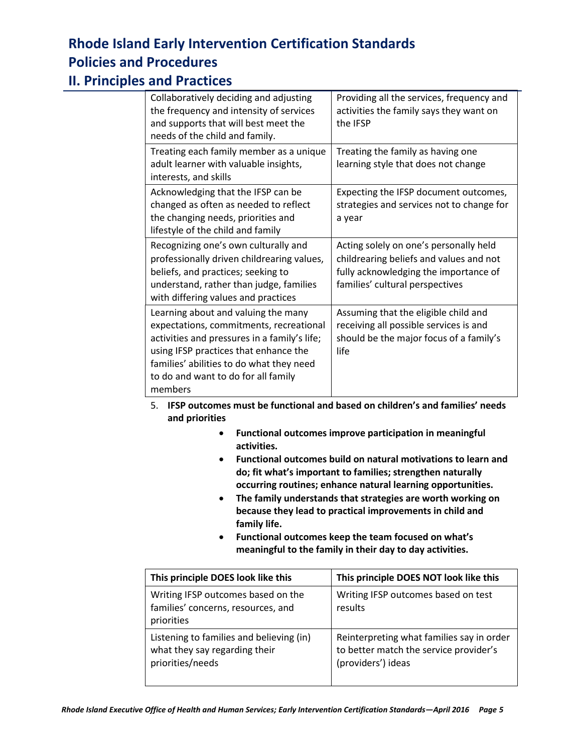# Rhode Island Early Intervention Certification Standards

## Policies and Procedures

## II. Principles and Practices

| | |
|---|---|
| Collaboratively deciding and adjusting the frequency and intensity of services and supports that will best meet the needs of the child and family. | Providing all the services, frequency and activities the family says they want on the IFSP |
| Treating each family member as a unique adult learner with valuable insights, interests, and skills | Treating the family as having one learning style that does not change |
| Acknowledging that the IFSP can be changed as often as needed to reflect the changing needs, priorities and lifestyle of the child and family | Expecting the IFSP document outcomes, strategies and services not to change for a year |
| Recognizing one's own culturally and professionally driven childrearing values, beliefs, and practices; seeking to understand, rather than judge, families with differing values and practices | Acting solely on one's personally held childrearing beliefs and values and not fully acknowledging the importance of families' cultural perspectives |
| Learning about and valuing the many expectations, commitments, recreational activities and pressures in a family's life; using IFSP practices that enhance the families' abilities to do what they need to do and want to do for all family members | Assuming that the eligible child and receiving all possible services is and should be the major focus of a family's life |

5. **IFSP outcomes must be functional and based on children's and families' needs and priorities**
   - **Functional outcomes improve participation in meaningful activities.**
   - **Functional outcomes build on natural motivations to learn and do; fit what's important to families; strengthen naturally occurring routines; enhance natural learning opportunities.**
   - **The family understands that strategies are worth working on because they lead to practical improvements in child and family life.**
   - **Functional outcomes keep the team focused on what's meaningful to the family in their day to day activities.**

| This principle DOES look like this | This principle DOES NOT look like this |
|---|---|
| Writing IFSP outcomes based on the families' concerns, resources, and priorities | Writing IFSP outcomes based on test results |
| Listening to families and believing (in) what they say regarding their priorities/needs | Reinterpreting what families say in order to better match the service provider's (providers') ideas |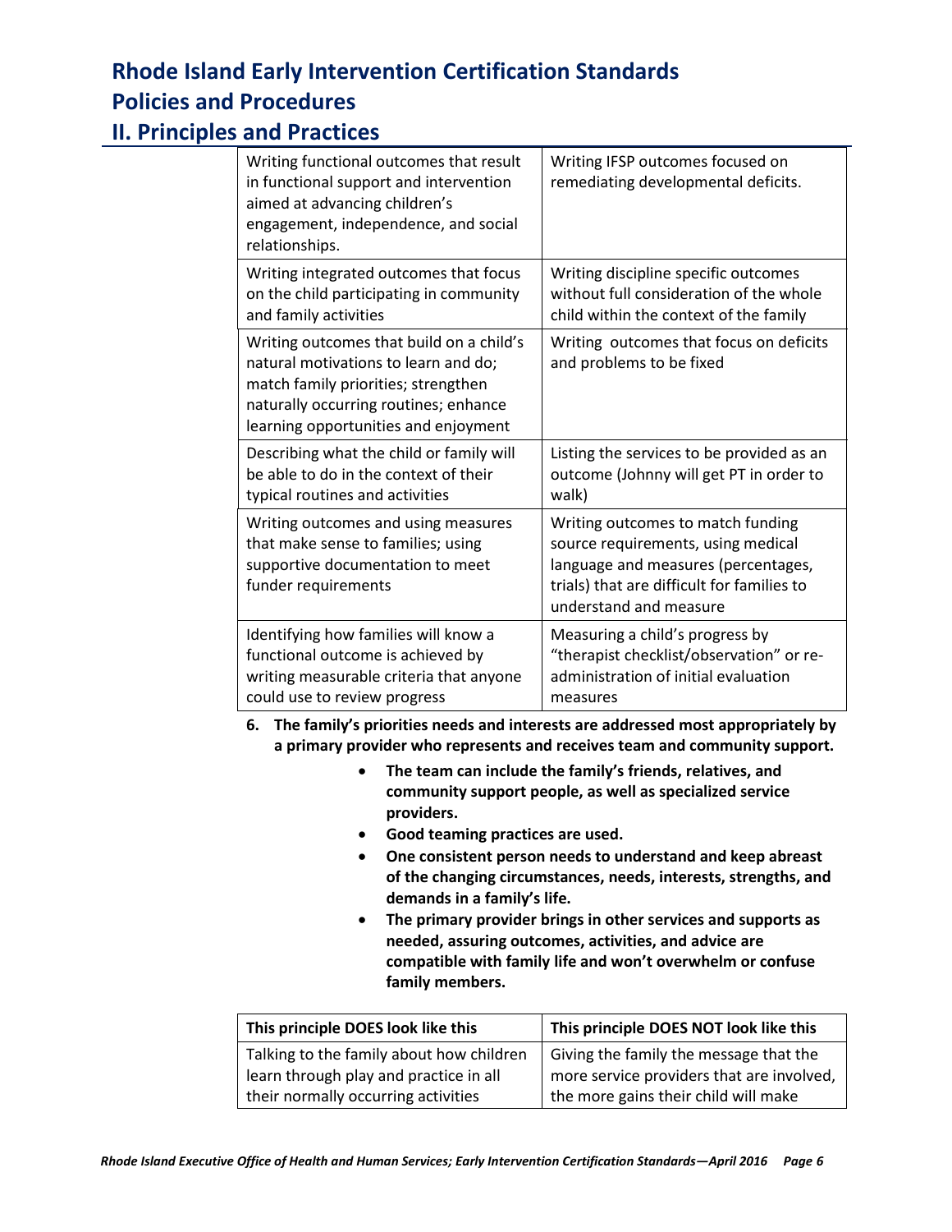# Rhode Island Early Intervention Certification Standards

## Policies and Procedures

## II. Principles and Practices

| | |
|---|---|
| Writing functional outcomes that result in functional support and intervention aimed at advancing children's engagement, independence, and social relationships. | Writing IFSP outcomes focused on remediating developmental deficits. |
| Writing integrated outcomes that focus on the child participating in community and family activities | Writing discipline specific outcomes without full consideration of the whole child within the context of the family |
| Writing outcomes that build on a child's natural motivations to learn and do; match family priorities; strengthen naturally occurring routines; enhance learning opportunities and enjoyment | Writing outcomes that focus on deficits and problems to be fixed |
| Describing what the child or family will be able to do in the context of their typical routines and activities | Listing the services to be provided as an outcome (Johnny will get PT in order to walk) |
| Writing outcomes and using measures that make sense to families; using supportive documentation to meet funder requirements | Writing outcomes to match funding source requirements, using medical language and measures (percentages, trials) that are difficult for families to understand and measure |
| Identifying how families will know a functional outcome is achieved by writing measurable criteria that anyone could use to review progress | Measuring a child's progress by "therapist checklist/observation" or re-administration of initial evaluation measures |

**6. The family's priorities needs and interests are addressed most appropriately by a primary provider who represents and receives team and community support.**

- **The team can include the family's friends, relatives, and community support people, as well as specialized service providers.**
- **Good teaming practices are used.**
- **One consistent person needs to understand and keep abreast of the changing circumstances, needs, interests, strengths, and demands in a family's life.**
- **The primary provider brings in other services and supports as needed, assuring outcomes, activities, and advice are compatible with family life and won't overwhelm or confuse family members.**

| This principle DOES look like this | This principle DOES NOT look like this |
|---|---|
| Talking to the family about how children learn through play and practice in all their normally occurring activities | Giving the family the message that the more service providers that are involved, the more gains their child will make |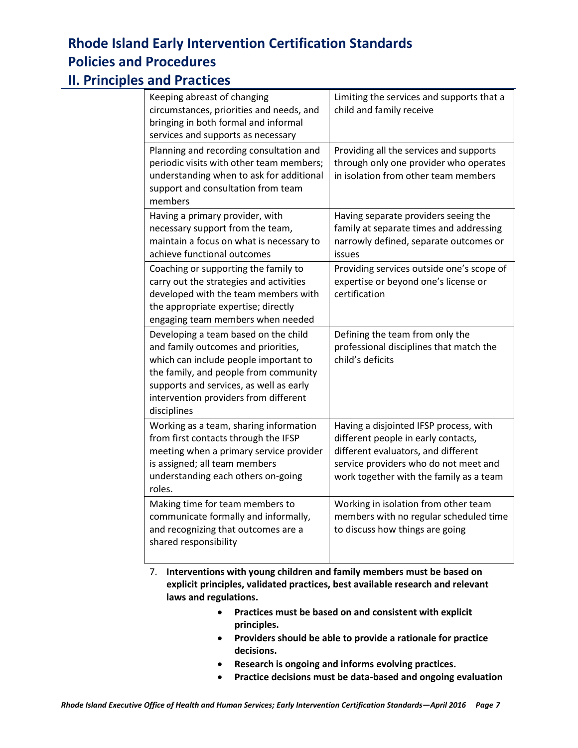# Rhode Island Early Intervention Certification Standards

## Policies and Procedures

## II. Principles and Practices

| | |
|---|---|
| Keeping abreast of changing circumstances, priorities and needs, and bringing in both formal and informal services and supports as necessary | Limiting the services and supports that a child and family receive |
| Planning and recording consultation and periodic visits with other team members; understanding when to ask for additional support and consultation from team members | Providing all the services and supports through only one provider who operates in isolation from other team members |
| Having a primary provider, with necessary support from the team, maintain a focus on what is necessary to achieve functional outcomes | Having separate providers seeing the family at separate times and addressing narrowly defined, separate outcomes or issues |
| Coaching or supporting the family to carry out the strategies and activities developed with the team members with the appropriate expertise; directly engaging team members when needed | Providing services outside one's scope of expertise or beyond one's license or certification |
| Developing a team based on the child and family outcomes and priorities, which can include people important to the family, and people from community supports and services, as well as early intervention providers from different disciplines | Defining the team from only the professional disciplines that match the child's deficits |
| Working as a team, sharing information from first contacts through the IFSP meeting when a primary service provider is assigned; all team members understanding each others on-going roles. | Having a disjointed IFSP process, with different people in early contacts, different evaluators, and different service providers who do not meet and work together with the family as a team |
| Making time for team members to communicate formally and informally, and recognizing that outcomes are a shared responsibility | Working in isolation from other team members with no regular scheduled time to discuss how things are going |

7. **Interventions with young children and family members must be based on explicit principles, validated practices, best available research and relevant laws and regulations.**
   - **Practices must be based on and consistent with explicit principles.**
   - **Providers should be able to provide a rationale for practice decisions.**
   - **Research is ongoing and informs evolving practices.**
   - **Practice decisions must be data-based and ongoing evaluation**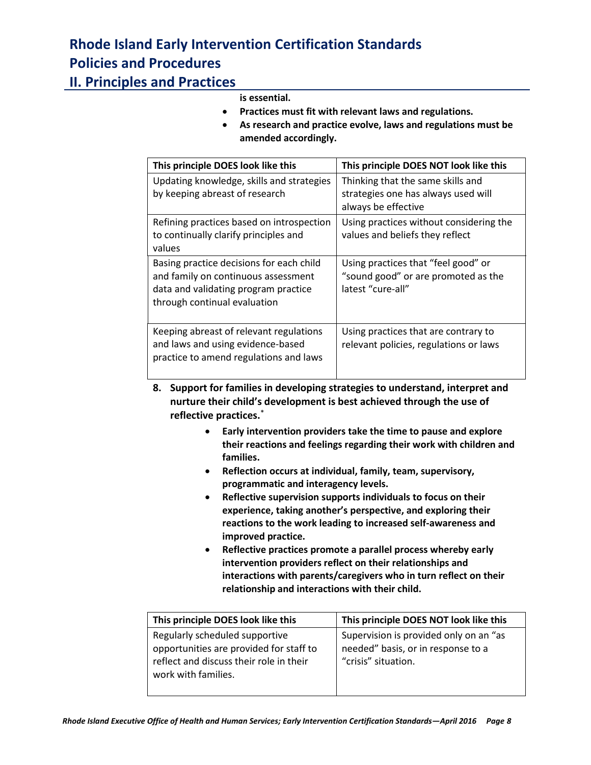**is essential.**

- **Practices must fit with relevant laws and regulations.**
- **As research and practice evolve, laws and regulations must be amended accordingly.**

| This principle DOES look like this | This principle DOES NOT look like this |
|---|---|
| Updating knowledge, skills and strategies by keeping abreast of research | Thinking that the same skills and strategies one has always used will always be effective |
| Refining practices based on introspection to continually clarify principles and values | Using practices without considering the values and beliefs they reflect |
| Basing practice decisions for each child and family on continuous assessment data and validating program practice through continual evaluation | Using practices that "feel good" or "sound good" or are promoted as the latest "cure-all" |
| Keeping abreast of relevant regulations and laws and using evidence-based practice to amend regulations and laws | Using practices that are contrary to relevant policies, regulations or laws |

8. **Support for families in developing strategies to understand, interpret and nurture their child's development is best achieved through the use of reflective practices.***

   - **Early intervention providers take the time to pause and explore their reactions and feelings regarding their work with children and families.**
   - **Reflection occurs at individual, family, team, supervisory, programmatic and interagency levels.**
   - **Reflective supervision supports individuals to focus on their experience, taking another's perspective, and exploring their reactions to the work leading to increased self-awareness and improved practice.**
   - **Reflective practices promote a parallel process whereby early intervention providers reflect on their relationships and interactions with parents/caregivers who in turn reflect on their relationship and interactions with their child.**

| This principle DOES look like this | This principle DOES NOT look like this |
|---|---|
| Regularly scheduled supportive opportunities are provided for staff to reflect and discuss their role in their work with families. | Supervision is provided only on an "as needed" basis, or in response to a "crisis" situation. |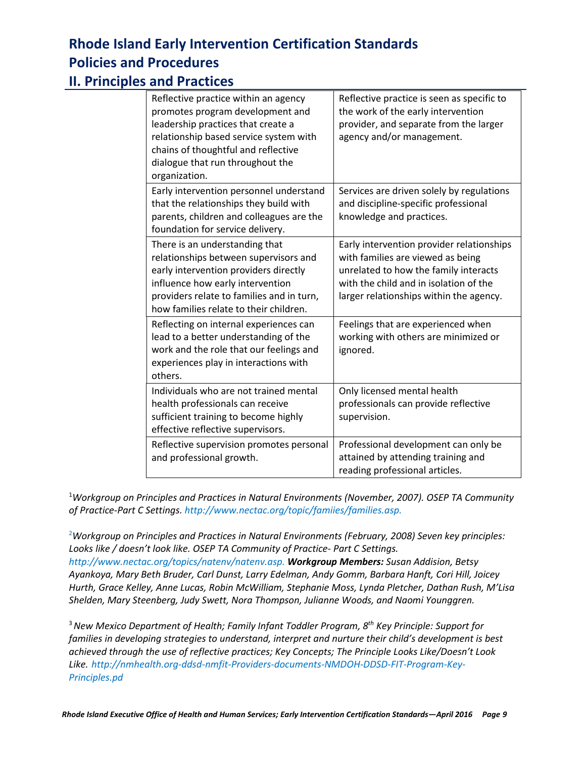# Rhode Island Early Intervention Certification Standards

## Policies and Procedures

## II. Principles and Practices

| | |
|---|---|
| Reflective practice within an agency promotes program development and leadership practices that create a relationship based service system with chains of thoughtful and reflective dialogue that run throughout the organization. | Reflective practice is seen as specific to the work of the early intervention provider, and separate from the larger agency and/or management. |
| Early intervention personnel understand that the relationships they build with parents, children and colleagues are the foundation for service delivery. | Services are driven solely by regulations and discipline-specific professional knowledge and practices. |
| There is an understanding that relationships between supervisors and early intervention providers directly influence how early intervention providers relate to families and in turn, how families relate to their children. | Early intervention provider relationships with families are viewed as being unrelated to how the family interacts with the child and in isolation of the larger relationships within the agency. |
| Reflecting on internal experiences can lead to a better understanding of the work and the role that our feelings and experiences play in interactions with others. | Feelings that are experienced when working with others are minimized or ignored. |
| Individuals who are not trained mental health professionals can receive sufficient training to become highly effective reflective supervisors. | Only licensed mental health professionals can provide reflective supervision. |
| Reflective supervision promotes personal and professional growth. | Professional development can only be attained by attending training and reading professional articles. |

[1] *Workgroup on Principles and Practices in Natural Environments (November, 2007). OSEP TA Community of Practice-Part C Settings. http://www.nectac.org/topic/famiies/families.asp.*

[2] *Workgroup on Principles and Practices in Natural Environments (February, 2008) Seven key principles: Looks like / doesn't look like. OSEP TA Community of Practice- Part C Settings. http://www.nectac.org/topics/natenv/natenv.asp.* ***Workgroup Members:*** *Susan Addision, Betsy Ayankoya, Mary Beth Bruder, Carl Dunst, Larry Edelman, Andy Gomm, Barbara Hanft, Cori Hill, Joicey Hurth, Grace Kelley, Anne Lucas, Robin McWilliam, Stephanie Moss, Lynda Pletcher, Dathan Rush, M'Lisa Shelden, Mary Steenberg, Judy Swett, Nora Thompson, Julianne Woods, and Naomi Younggren.*

[3] *New Mexico Department of Health; Family Infant Toddler Program, 8th Key Principle: Support for families in developing strategies to understand, interpret and nurture their child's development is best achieved through the use of reflective practices; Key Concepts; The Principle Looks Like/Doesn't Look Like. http://nmhealth.org-ddsd-nmfit-Providers-documents-NMDOH-DDSD-FIT-Program-Key-Principles.pd*